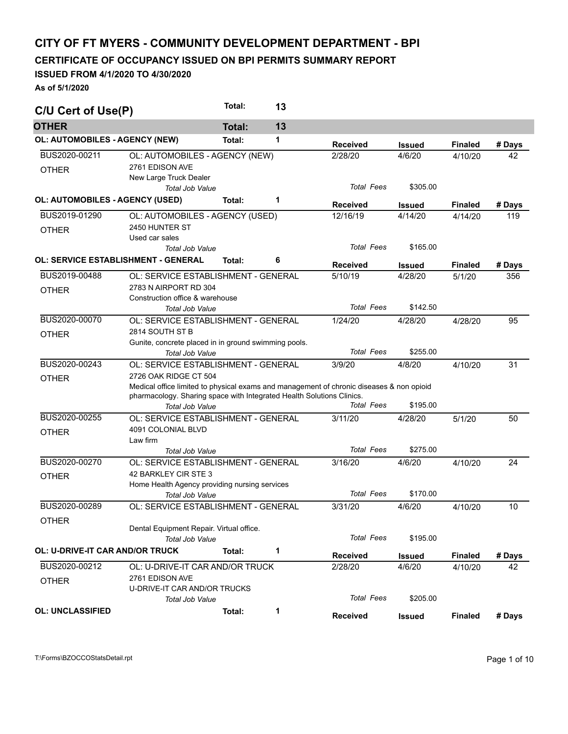# CITY OF FT MYERS - COMMUNITY DEVELOPMENT DEPARTMENT - BPI

## CERTIFICATE OF OCCUPANCY ISSUED ON BPI PERMITS SUMMARY REPORT

**ISSUED FROM 4/1/2020 TO 4/30/2020**

**As of 5/1/2020**

## C/U Cert of Use(P) — Total: 13

### OTHER — Total: 13

#### OL: AUTOMOBILES - AGENCY (NEW) — Total: 1

| Permit | Description | Received | Issued | Finaled | # Days |
|---|---|---|---|---|---|
| BUS2020-00211 | OL: AUTOMOBILES - AGENCY (NEW) | 2/28/20 | 4/6/20 | 4/10/20 | 42 |
| OTHER | 2761 EDISON AVE<br>New Large Truck Dealer | | | | |
| | *Total Job Value* | *Total Fees* | $305.00 | | |

#### OL: AUTOMOBILES - AGENCY (USED) — Total: 1

| Permit | Description | Received | Issued | Finaled | # Days |
|---|---|---|---|---|---|
| BUS2019-01290 | OL: AUTOMOBILES - AGENCY (USED) | 12/16/19 | 4/14/20 | 4/14/20 | 119 |
| OTHER | 2450 HUNTER ST<br>Used car sales | | | | |
| | *Total Job Value* | *Total Fees* | $165.00 | | |

#### OL: SERVICE ESTABLISHMENT - GENERAL — Total: 6

| Permit | Description | Received | Issued | Finaled | # Days |
|---|---|---|---|---|---|
| BUS2019-00488 | OL: SERVICE ESTABLISHMENT - GENERAL | 5/10/19 | 4/28/20 | 5/1/20 | 356 |
| OTHER | 2783 N AIRPORT RD 304<br>Construction office & warehouse | | | | |
| | *Total Job Value* | *Total Fees* | $142.50 | | |
| BUS2020-00070 | OL: SERVICE ESTABLISHMENT - GENERAL | 1/24/20 | 4/28/20 | 4/28/20 | 95 |
| OTHER | 2814 SOUTH ST B<br>Gunite, concrete placed in in ground swimming pools. | | | | |
| | *Total Job Value* | *Total Fees* | $255.00 | | |
| BUS2020-00243 | OL: SERVICE ESTABLISHMENT - GENERAL | 3/9/20 | 4/8/20 | 4/10/20 | 31 |
| OTHER | 2726 OAK RIDGE CT 504<br>Medical office limited to physical exams and management of chronic diseases & non opioid pharmacology. Sharing space with Integrated Health Solutions Clinics. | | | | |
| | *Total Job Value* | *Total Fees* | $195.00 | | |
| BUS2020-00255 | OL: SERVICE ESTABLISHMENT - GENERAL | 3/11/20 | 4/28/20 | 5/1/20 | 50 |
| OTHER | 4091 COLONIAL BLVD<br>Law firm | | | | |
| | *Total Job Value* | *Total Fees* | $275.00 | | |
| BUS2020-00270 | OL: SERVICE ESTABLISHMENT - GENERAL | 3/16/20 | 4/6/20 | 4/10/20 | 24 |
| OTHER | 42 BARKLEY CIR STE 3<br>Home Health Agency providing nursing services | | | | |
| | *Total Job Value* | *Total Fees* | $170.00 | | |
| BUS2020-00289 | OL: SERVICE ESTABLISHMENT - GENERAL | 3/31/20 | 4/6/20 | 4/10/20 | 10 |
| OTHER | Dental Equipment Repair. Virtual office. | | | | |
| | *Total Job Value* | *Total Fees* | $195.00 | | |

#### OL: U-DRIVE-IT CAR AND/OR TRUCK — Total: 1

| Permit | Description | Received | Issued | Finaled | # Days |
|---|---|---|---|---|---|
| BUS2020-00212 | OL: U-DRIVE-IT CAR AND/OR TRUCK | 2/28/20 | 4/6/20 | 4/10/20 | 42 |
| OTHER | 2761 EDISON AVE<br>U-DRIVE-IT CAR AND/OR TRUCKS | | | | |
| | *Total Job Value* | *Total Fees* | $205.00 | | |

#### OL: UNCLASSIFIED — Total: 1

| Permit | Description | Received | Issued | Finaled | # Days |
|---|---|---|---|---|---|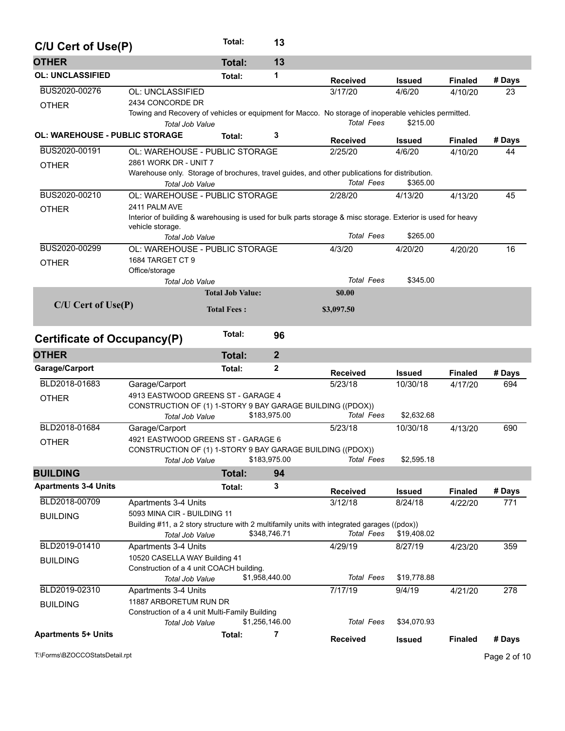## C/U Cert of Use(P) — Total: 13

### OTHER — Total: 13

#### OL: UNCLASSIFIED — Total: 1

| | | Received | Issued | Finaled | # Days |
|---|---|---|---|---|---|
| BUS2020-00276 | OL: UNCLASSIFIED | 3/17/20 | 4/6/20 | 4/10/20 | 23 |
| OTHER | 2434 CONCORDE DR | | | | |
| | Towing and Recovery of vehicles or equipment for Macco. No storage of inoperable vehicles permitted. | | | | |
| | *Total Job Value* | *Total Fees* | $215.00 | | |

#### OL: WAREHOUSE - PUBLIC STORAGE — Total: 3

| | | Received | Issued | Finaled | # Days |
|---|---|---|---|---|---|
| BUS2020-00191 | OL: WAREHOUSE - PUBLIC STORAGE | 2/25/20 | 4/6/20 | 4/10/20 | 44 |
| OTHER | 2861 WORK DR - UNIT 7 | | | | |
| | Warehouse only. Storage of brochures, travel guides, and other publications for distribution. | | | | |
| | *Total Job Value* | *Total Fees* | $365.00 | | |
| BUS2020-00210 | OL: WAREHOUSE - PUBLIC STORAGE | 2/28/20 | 4/13/20 | 4/13/20 | 45 |
| OTHER | 2411 PALM AVE | | | | |
| | Interior of building & warehousing is used for bulk parts storage & misc storage. Exterior is used for heavy vehicle storage. | | | | |
| | *Total Job Value* | *Total Fees* | $265.00 | | |
| BUS2020-00299 | OL: WAREHOUSE - PUBLIC STORAGE | 4/3/20 | 4/20/20 | 4/20/20 | 16 |
| OTHER | 1684 TARGET CT 9 | | | | |
| | Office/storage | | | | |
| | *Total Job Value* | *Total Fees* | $345.00 | | |

**C/U Cert of Use(P)** — **Total Job Value:** $0.00 — **Total Fees :** $3,097.50

## Certificate of Occupancy(P) — Total: 96

### OTHER — Total: 2

#### Garage/Carport — Total: 2

| | | | Received | Issued | Finaled | # Days |
|---|---|---|---|---|---|---|
| BLD2018-01683 | Garage/Carport | | 5/23/18 | 10/30/18 | 4/17/20 | 694 |
| OTHER | 4913 EASTWOOD GREENS ST - GARAGE 4 | | | | | |
| | CONSTRUCTION OF (1) 1-STORY 9 BAY GARAGE BUILDING ((PDOX)) | | | | | |
| | *Total Job Value* | $183,975.00 | *Total Fees* | $2,632.68 | | |
| BLD2018-01684 | Garage/Carport | | 5/23/18 | 10/30/18 | 4/13/20 | 690 |
| OTHER | 4921 EASTWOOD GREENS ST - GARAGE 6 | | | | | |
| | CONSTRUCTION OF (1) 1-STORY 9 BAY GARAGE BUILDING ((PDOX)) | | | | | |
| | *Total Job Value* | $183,975.00 | *Total Fees* | $2,595.18 | | |

### BUILDING — Total: 94

#### Apartments 3-4 Units — Total: 3

| | | | Received | Issued | Finaled | # Days |
|---|---|---|---|---|---|---|
| BLD2018-00709 | Apartments 3-4 Units | | 3/12/18 | 8/24/18 | 4/22/20 | 771 |
| BUILDING | 5093 MINA CIR - BUILDING 11 | | | | | |
| | Building #11, a 2 story structure with 2 multifamily units with integrated garages ((pdox)) | | | | | |
| | *Total Job Value* | $348,746.71 | *Total Fees* | $19,408.02 | | |
| BLD2019-01410 | Apartments 3-4 Units | | 4/29/19 | 8/27/19 | 4/23/20 | 359 |
| BUILDING | 10520 CASELLA WAY Building 41 | | | | | |
| | Construction of a 4 unit COACH building. | | | | | |
| | *Total Job Value* | $1,958,440.00 | *Total Fees* | $19,778.88 | | |
| BLD2019-02310 | Apartments 3-4 Units | | 7/17/19 | 9/4/19 | 4/21/20 | 278 |
| BUILDING | 11887 ARBORETUM RUN DR | | | | | |
| | Construction of a 4 unit Multi-Family Building | | | | | |
| | *Total Job Value* | $1,256,146.00 | *Total Fees* | $34,070.93 | | |

#### Apartments 5+ Units — Total: 7

| | | Received | Issued | Finaled | # Days |
|---|---|---|---|---|---|

T:\Forms\BZOCCOStatsDetail.rpt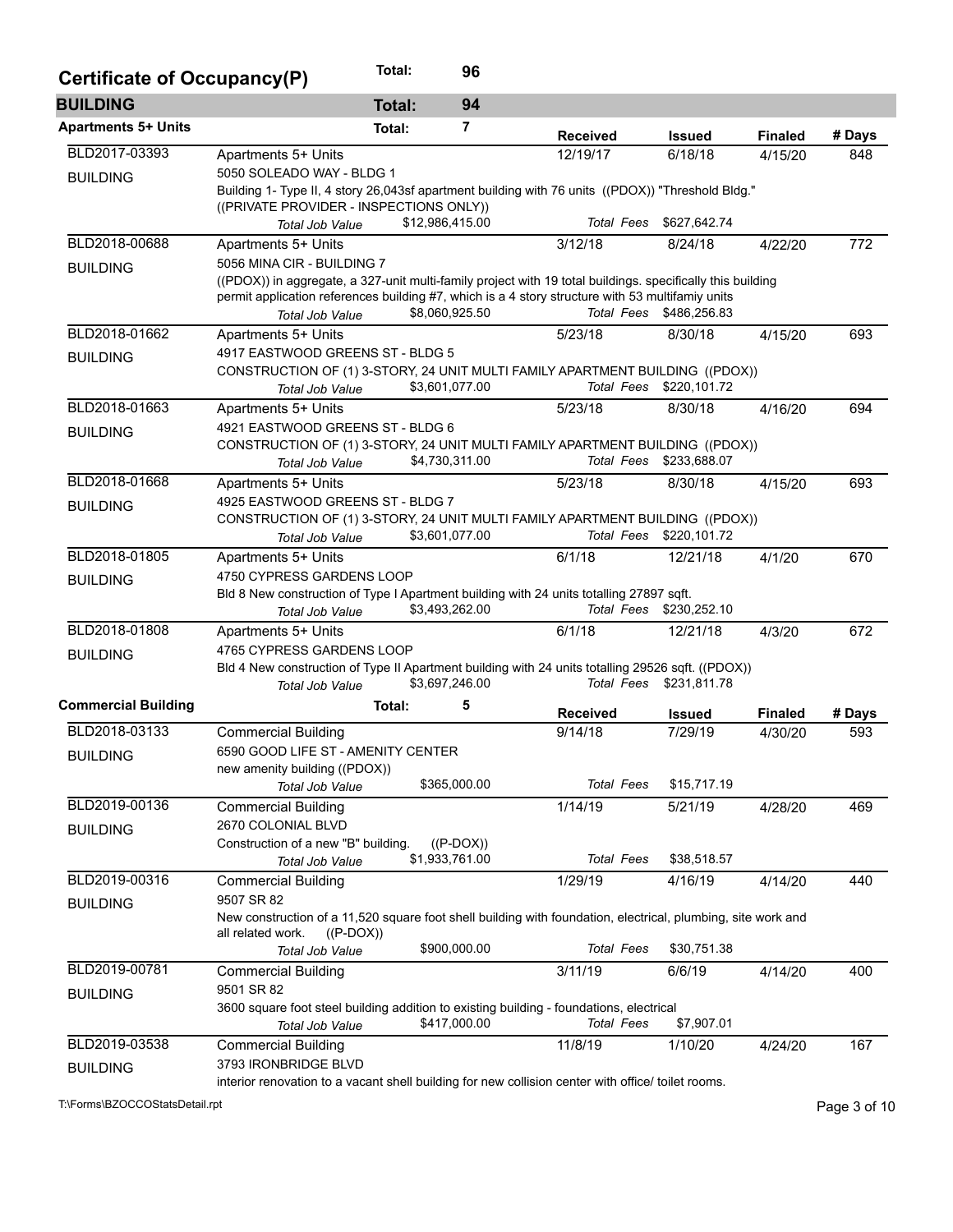## Certificate of Occupancy(P) — Total: 96

### BUILDING — Total: 94

#### Apartments 5+ Units — Total: 7

| Permit | Type / Address / Description | Received | Issued | Finaled | # Days |
|---|---|---|---|---|---|
| BLD2017-03393<br>BUILDING | Apartments 5+ Units<br>5050 SOLEADO WAY - BLDG 1<br>Building 1- Type II, 4 story 26,043sf apartment building with 76 units ((PDOX)) "Threshold Bldg." ((PRIVATE PROVIDER - INSPECTIONS ONLY))<br>*Total Job Value* $12,986,415.00 — *Total Fees* $627,642.74 | 12/19/17 | 6/18/18 | 4/15/20 | 848 |
| BLD2018-00688<br>BUILDING | Apartments 5+ Units<br>5056 MINA CIR - BUILDING 7<br>((PDOX)) in aggregate, a 327-unit multi-family project with 19 total buildings. specifically this building permit application references building #7, which is a 4 story structure with 53 multifamiy units<br>*Total Job Value* $8,060,925.50 — *Total Fees* $486,256.83 | 3/12/18 | 8/24/18 | 4/22/20 | 772 |
| BLD2018-01662<br>BUILDING | Apartments 5+ Units<br>4917 EASTWOOD GREENS ST - BLDG 5<br>CONSTRUCTION OF (1) 3-STORY, 24 UNIT MULTI FAMILY APARTMENT BUILDING ((PDOX))<br>*Total Job Value* $3,601,077.00 — *Total Fees* $220,101.72 | 5/23/18 | 8/30/18 | 4/15/20 | 693 |
| BLD2018-01663<br>BUILDING | Apartments 5+ Units<br>4921 EASTWOOD GREENS ST - BLDG 6<br>CONSTRUCTION OF (1) 3-STORY, 24 UNIT MULTI FAMILY APARTMENT BUILDING ((PDOX))<br>*Total Job Value* $4,730,311.00 — *Total Fees* $233,688.07 | 5/23/18 | 8/30/18 | 4/16/20 | 694 |
| BLD2018-01668<br>BUILDING | Apartments 5+ Units<br>4925 EASTWOOD GREENS ST - BLDG 7<br>CONSTRUCTION OF (1) 3-STORY, 24 UNIT MULTI FAMILY APARTMENT BUILDING ((PDOX))<br>*Total Job Value* $3,601,077.00 — *Total Fees* $220,101.72 | 5/23/18 | 8/30/18 | 4/15/20 | 693 |
| BLD2018-01805<br>BUILDING | Apartments 5+ Units<br>4750 CYPRESS GARDENS LOOP<br>Bld 8 New construction of Type I Apartment building with 24 units totalling 27897 sqft.<br>*Total Job Value* $3,493,262.00 — *Total Fees* $230,252.10 | 6/1/18 | 12/21/18 | 4/1/20 | 670 |
| BLD2018-01808<br>BUILDING | Apartments 5+ Units<br>4765 CYPRESS GARDENS LOOP<br>Bld 4 New construction of Type II Apartment building with 24 units totalling 29526 sqft. ((PDOX))<br>*Total Job Value* $3,697,246.00 — *Total Fees* $231,811.78 | 6/1/18 | 12/21/18 | 4/3/20 | 672 |

#### Commercial Building — Total: 5

| Permit | Type / Address / Description | Received | Issued | Finaled | # Days |
|---|---|---|---|---|---|
| BLD2018-03133<br>BUILDING | Commercial Building<br>6590 GOOD LIFE ST - AMENITY CENTER<br>new amenity building ((PDOX))<br>*Total Job Value* $365,000.00 — *Total Fees* $15,717.19 | 9/14/18 | 7/29/19 | 4/30/20 | 593 |
| BLD2019-00136<br>BUILDING | Commercial Building<br>2670 COLONIAL BLVD<br>Construction of a new "B" building. ((P-DOX))<br>*Total Job Value* $1,933,761.00 — *Total Fees* $38,518.57 | 1/14/19 | 5/21/19 | 4/28/20 | 469 |
| BLD2019-00316<br>BUILDING | Commercial Building<br>9507 SR 82<br>New construction of a 11,520 square foot shell building with foundation, electrical, plumbing, site work and all related work. ((P-DOX))<br>*Total Job Value* $900,000.00 — *Total Fees* $30,751.38 | 1/29/19 | 4/16/19 | 4/14/20 | 440 |
| BLD2019-00781<br>BUILDING | Commercial Building<br>9501 SR 82<br>3600 square foot steel building addition to existing building - foundations, electrical<br>*Total Job Value* $417,000.00 — *Total Fees* $7,907.01 | 3/11/19 | 6/6/19 | 4/14/20 | 400 |
| BLD2019-03538<br>BUILDING | Commercial Building<br>3793 IRONBRIDGE BLVD<br>interior renovation to a vacant shell building for new collision center with office/ toilet rooms. | 11/8/19 | 1/10/20 | 4/24/20 | 167 |

T:\Forms\BZOCCOStatsDetail.rpt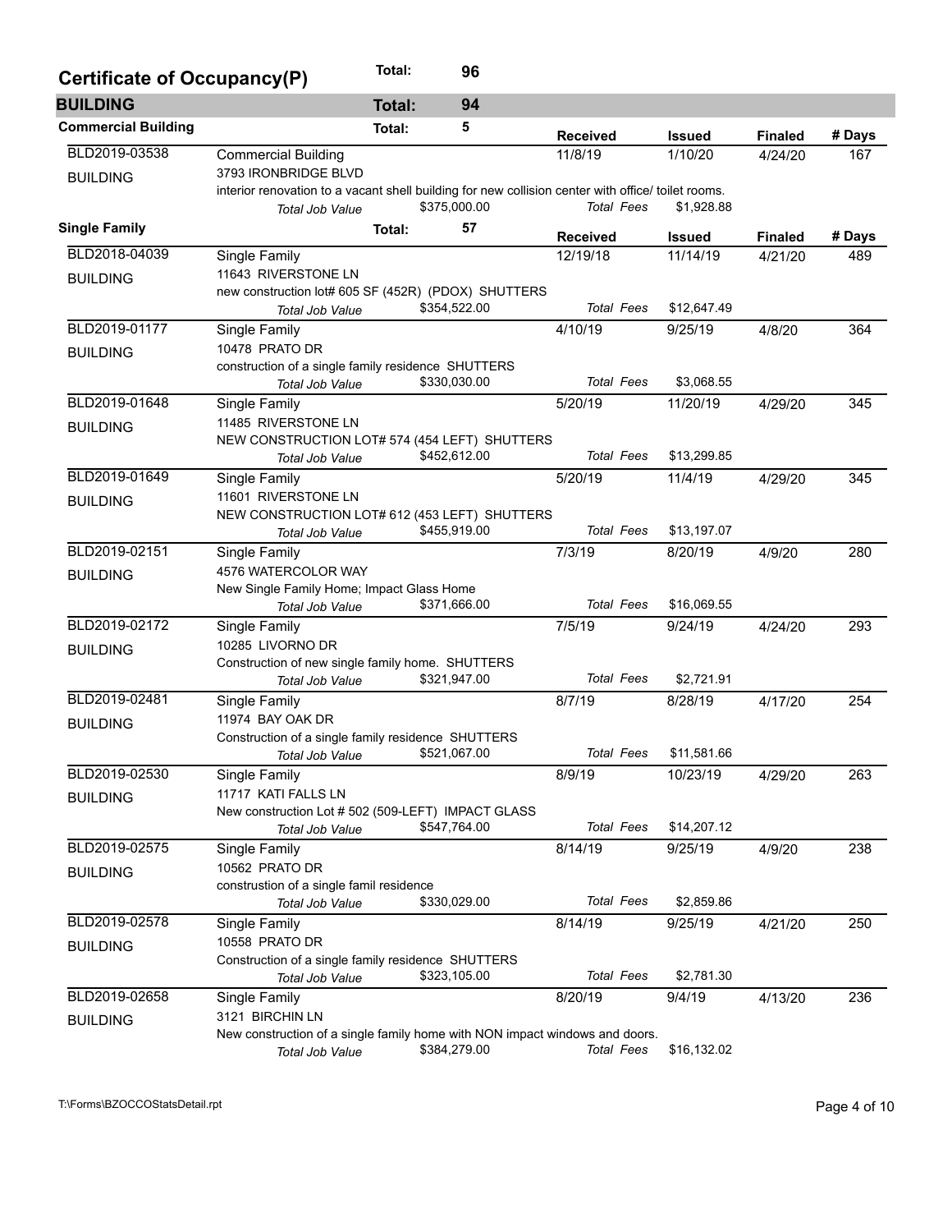## Certificate of Occupancy(P) — Total: 96

### BUILDING — Total: 94

#### Commercial Building — Total: 5

| Permit | Type / Address / Description | | Received | Issued | Finaled | # Days |
|---|---|---|---|---|---|---|
| BLD2019-03538 | Commercial Building | | 11/8/19 | 1/10/20 | 4/24/20 | 167 |
| BUILDING | 3793 IRONBRIDGE BLVD | | | | | |
| | interior renovation to a vacant shell building for new collision center with office/ toilet rooms. | | | | | |
| | Total Job Value | $375,000.00 | Total Fees | $1,928.88 | | |

#### Single Family — Total: 57

| Permit | Type / Address / Description | | Received | Issued | Finaled | # Days |
|---|---|---|---|---|---|---|
| BLD2018-04039 | Single Family | | 12/19/18 | 11/14/19 | 4/21/20 | 489 |
| BUILDING | 11643 RIVERSTONE LN | | | | | |
| | new construction lot# 605 SF (452R) (PDOX) SHUTTERS | | | | | |
| | Total Job Value | $354,522.00 | Total Fees | $12,647.49 | | |
| BLD2019-01177 | Single Family | | 4/10/19 | 9/25/19 | 4/8/20 | 364 |
| BUILDING | 10478 PRATO DR | | | | | |
| | construction of a single family residence SHUTTERS | | | | | |
| | Total Job Value | $330,030.00 | Total Fees | $3,068.55 | | |
| BLD2019-01648 | Single Family | | 5/20/19 | 11/20/19 | 4/29/20 | 345 |
| BUILDING | 11485 RIVERSTONE LN | | | | | |
| | NEW CONSTRUCTION LOT# 574 (454 LEFT) SHUTTERS | | | | | |
| | Total Job Value | $452,612.00 | Total Fees | $13,299.85 | | |
| BLD2019-01649 | Single Family | | 5/20/19 | 11/4/19 | 4/29/20 | 345 |
| BUILDING | 11601 RIVERSTONE LN | | | | | |
| | NEW CONSTRUCTION LOT# 612 (453 LEFT) SHUTTERS | | | | | |
| | Total Job Value | $455,919.00 | Total Fees | $13,197.07 | | |
| BLD2019-02151 | Single Family | | 7/3/19 | 8/20/19 | 4/9/20 | 280 |
| BUILDING | 4576 WATERCOLOR WAY | | | | | |
| | New Single Family Home; Impact Glass Home | | | | | |
| | Total Job Value | $371,666.00 | Total Fees | $16,069.55 | | |
| BLD2019-02172 | Single Family | | 7/5/19 | 9/24/19 | 4/24/20 | 293 |
| BUILDING | 10285 LIVORNO DR | | | | | |
| | Construction of new single family home. SHUTTERS | | | | | |
| | Total Job Value | $321,947.00 | Total Fees | $2,721.91 | | |
| BLD2019-02481 | Single Family | | 8/7/19 | 8/28/19 | 4/17/20 | 254 |
| BUILDING | 11974 BAY OAK DR | | | | | |
| | Construction of a single family residence SHUTTERS | | | | | |
| | Total Job Value | $521,067.00 | Total Fees | $11,581.66 | | |
| BLD2019-02530 | Single Family | | 8/9/19 | 10/23/19 | 4/29/20 | 263 |
| BUILDING | 11717 KATI FALLS LN | | | | | |
| | New construction Lot # 502 (509-LEFT) IMPACT GLASS | | | | | |
| | Total Job Value | $547,764.00 | Total Fees | $14,207.12 | | |
| BLD2019-02575 | Single Family | | 8/14/19 | 9/25/19 | 4/9/20 | 238 |
| BUILDING | 10562 PRATO DR | | | | | |
| | construstion of a single famil residence | | | | | |
| | Total Job Value | $330,029.00 | Total Fees | $2,859.86 | | |
| BLD2019-02578 | Single Family | | 8/14/19 | 9/25/19 | 4/21/20 | 250 |
| BUILDING | 10558 PRATO DR | | | | | |
| | Construction of a single family residence SHUTTERS | | | | | |
| | Total Job Value | $323,105.00 | Total Fees | $2,781.30 | | |
| BLD2019-02658 | Single Family | | 8/20/19 | 9/4/19 | 4/13/20 | 236 |
| BUILDING | 3121 BIRCHIN LN | | | | | |
| | New construction of a single family home with NON impact windows and doors. | | | | | |
| | Total Job Value | $384,279.00 | Total Fees | $16,132.02 | | |

T:\Forms\BZOCCOStatsDetail.rpt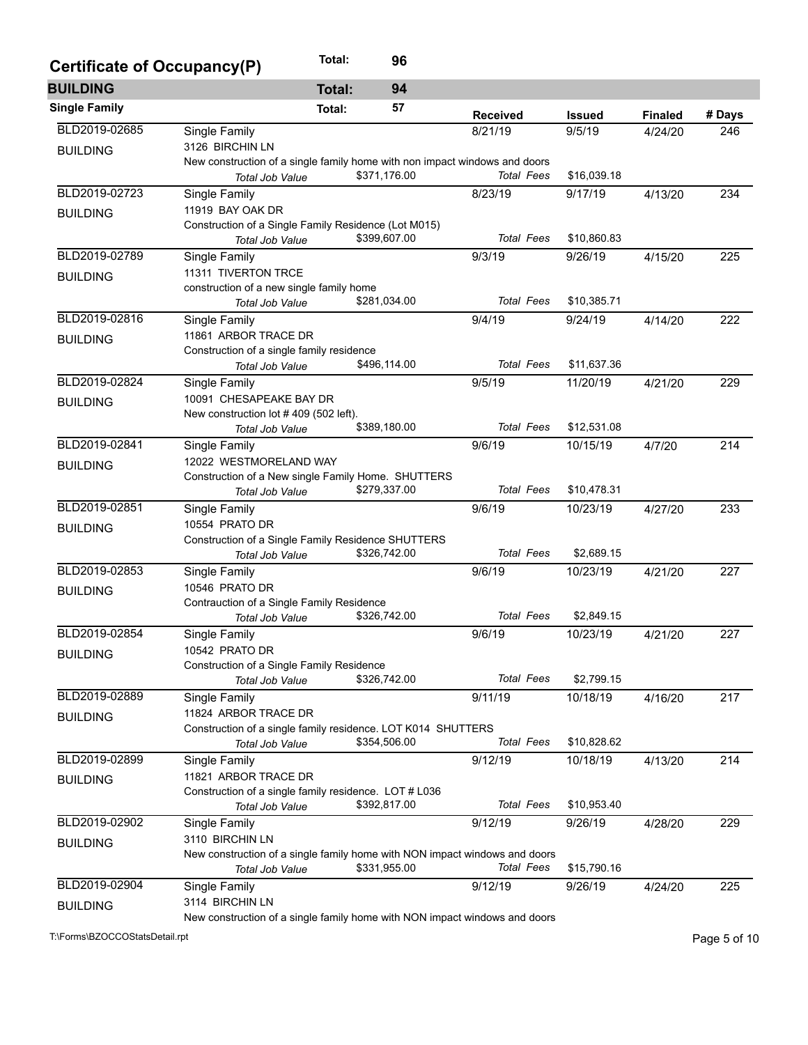## Certificate of Occupancy(P) — Total: 96

### BUILDING — Total: 94

#### Single Family — Total: 57

| Permit # | Type / Address / Description | Received | Issued | Finaled | # Days |
|---|---|---|---|---|---|
| BLD2019-02685 BUILDING | Single Family<br>3126 BIRCHIN LN<br>New construction of a single family home with non impact windows and doors<br>*Total Job Value* $371,176.00 — *Total Fees* $16,039.18 | 8/21/19 | 9/5/19 | 4/24/20 | 246 |
| BLD2019-02723 BUILDING | Single Family<br>11919 BAY OAK DR<br>Construction of a Single Family Residence (Lot M015)<br>*Total Job Value* $399,607.00 — *Total Fees* $10,860.83 | 8/23/19 | 9/17/19 | 4/13/20 | 234 |
| BLD2019-02789 BUILDING | Single Family<br>11311 TIVERTON TRCE<br>construction of a new single family home<br>*Total Job Value* $281,034.00 — *Total Fees* $10,385.71 | 9/3/19 | 9/26/19 | 4/15/20 | 225 |
| BLD2019-02816 BUILDING | Single Family<br>11861 ARBOR TRACE DR<br>Construction of a single family residence<br>*Total Job Value* $496,114.00 — *Total Fees* $11,637.36 | 9/4/19 | 9/24/19 | 4/14/20 | 222 |
| BLD2019-02824 BUILDING | Single Family<br>10091 CHESAPEAKE BAY DR<br>New construction lot # 409 (502 left).<br>*Total Job Value* $389,180.00 — *Total Fees* $12,531.08 | 9/5/19 | 11/20/19 | 4/21/20 | 229 |
| BLD2019-02841 BUILDING | Single Family<br>12022 WESTMORELAND WAY<br>Construction of a New single Family Home. SHUTTERS<br>*Total Job Value* $279,337.00 — *Total Fees* $10,478.31 | 9/6/19 | 10/15/19 | 4/7/20 | 214 |
| BLD2019-02851 BUILDING | Single Family<br>10554 PRATO DR<br>Construction of a Single Family Residence SHUTTERS<br>*Total Job Value* $326,742.00 — *Total Fees* $2,689.15 | 9/6/19 | 10/23/19 | 4/27/20 | 233 |
| BLD2019-02853 BUILDING | Single Family<br>10546 PRATO DR<br>Contrauction of a Single Family Residence<br>*Total Job Value* $326,742.00 — *Total Fees* $2,849.15 | 9/6/19 | 10/23/19 | 4/21/20 | 227 |
| BLD2019-02854 BUILDING | Single Family<br>10542 PRATO DR<br>Construction of a Single Family Residence<br>*Total Job Value* $326,742.00 — *Total Fees* $2,799.15 | 9/6/19 | 10/23/19 | 4/21/20 | 227 |
| BLD2019-02889 BUILDING | Single Family<br>11824 ARBOR TRACE DR<br>Construction of a single family residence. LOT K014 SHUTTERS<br>*Total Job Value* $354,506.00 — *Total Fees* $10,828.62 | 9/11/19 | 10/18/19 | 4/16/20 | 217 |
| BLD2019-02899 BUILDING | Single Family<br>11821 ARBOR TRACE DR<br>Construction of a single family residence. LOT # L036<br>*Total Job Value* $392,817.00 — *Total Fees* $10,953.40 | 9/12/19 | 10/18/19 | 4/13/20 | 214 |
| BLD2019-02902 BUILDING | Single Family<br>3110 BIRCHIN LN<br>New construction of a single family home with NON impact windows and doors<br>*Total Job Value* $331,955.00 — *Total Fees* $15,790.16 | 9/12/19 | 9/26/19 | 4/28/20 | 229 |
| BLD2019-02904 BUILDING | Single Family<br>3114 BIRCHIN LN<br>New construction of a single family home with NON impact windows and doors | 9/12/19 | 9/26/19 | 4/24/20 | 225 |

T:\Forms\BZOCCOStatsDetail.rpt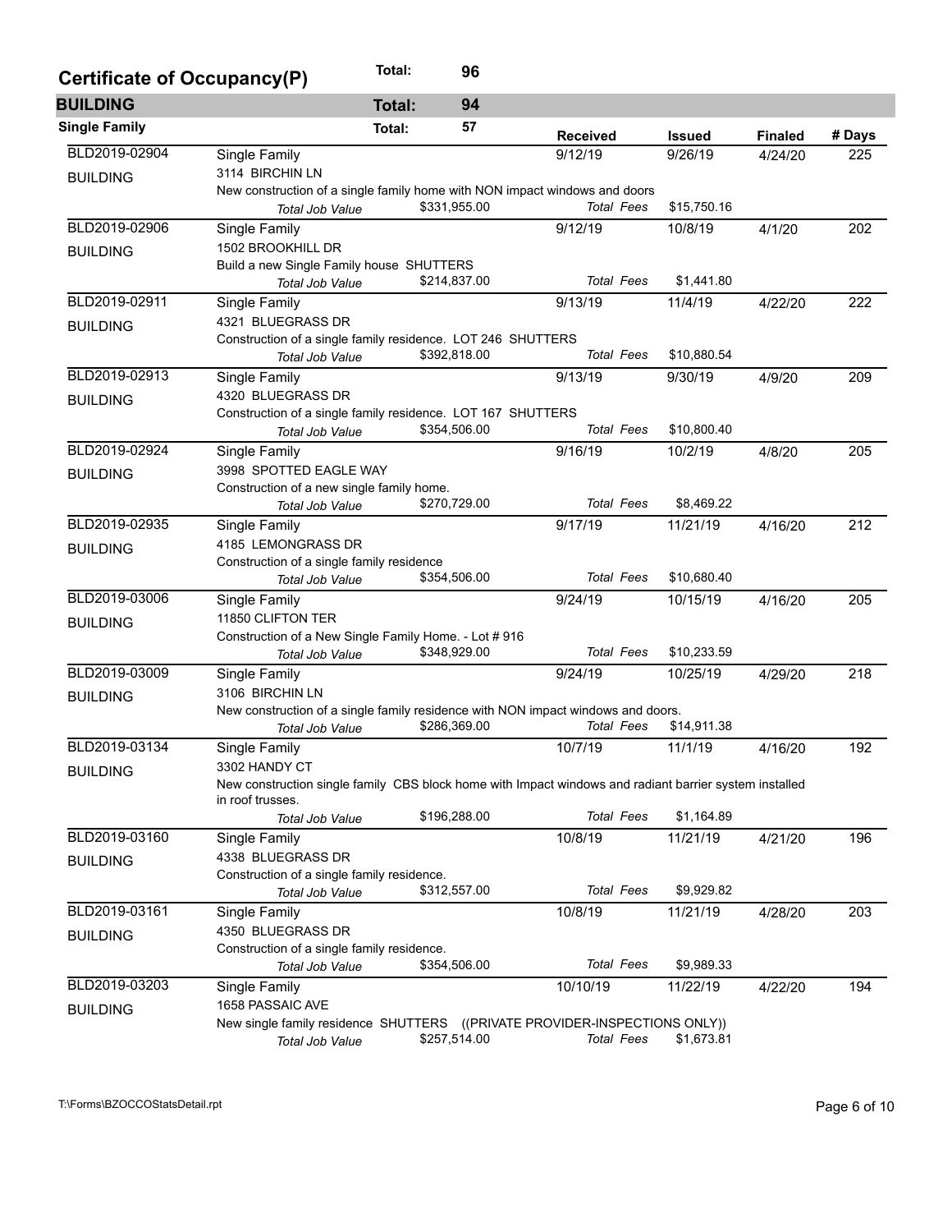## Certificate of Occupancy(P) — Total: 96

### BUILDING — Total: 94

#### Single Family — Total: 57

| Permit | Type / Address / Description | Received | Issued | Finaled | # Days |
|---|---|---|---|---|---|
| BLD2019-02904 BUILDING | Single Family<br>3114 BIRCHIN LN<br>New construction of a single family home with NON impact windows and doors<br>*Total Job Value* $331,955.00 *Total Fees* $15,750.16 | 9/12/19 | 9/26/19 | 4/24/20 | 225 |
| BLD2019-02906 BUILDING | Single Family<br>1502 BROOKHILL DR<br>Build a new Single Family house SHUTTERS<br>*Total Job Value* $214,837.00 *Total Fees* $1,441.80 | 9/12/19 | 10/8/19 | 4/1/20 | 202 |
| BLD2019-02911 BUILDING | Single Family<br>4321 BLUEGRASS DR<br>Construction of a single family residence. LOT 246 SHUTTERS<br>*Total Job Value* $392,818.00 *Total Fees* $10,880.54 | 9/13/19 | 11/4/19 | 4/22/20 | 222 |
| BLD2019-02913 BUILDING | Single Family<br>4320 BLUEGRASS DR<br>Construction of a single family residence. LOT 167 SHUTTERS<br>*Total Job Value* $354,506.00 *Total Fees* $10,800.40 | 9/13/19 | 9/30/19 | 4/9/20 | 209 |
| BLD2019-02924 BUILDING | Single Family<br>3998 SPOTTED EAGLE WAY<br>Construction of a new single family home.<br>*Total Job Value* $270,729.00 *Total Fees* $8,469.22 | 9/16/19 | 10/2/19 | 4/8/20 | 205 |
| BLD2019-02935 BUILDING | Single Family<br>4185 LEMONGRASS DR<br>Construction of a single family residence<br>*Total Job Value* $354,506.00 *Total Fees* $10,680.40 | 9/17/19 | 11/21/19 | 4/16/20 | 212 |
| BLD2019-03006 BUILDING | Single Family<br>11850 CLIFTON TER<br>Construction of a New Single Family Home. - Lot # 916<br>*Total Job Value* $348,929.00 *Total Fees* $10,233.59 | 9/24/19 | 10/15/19 | 4/16/20 | 205 |
| BLD2019-03009 BUILDING | Single Family<br>3106 BIRCHIN LN<br>New construction of a single family residence with NON impact windows and doors.<br>*Total Job Value* $286,369.00 *Total Fees* $14,911.38 | 9/24/19 | 10/25/19 | 4/29/20 | 218 |
| BLD2019-03134 BUILDING | Single Family<br>3302 HANDY CT<br>New construction single family CBS block home with Impact windows and radiant barrier system installed in roof trusses.<br>*Total Job Value* $196,288.00 *Total Fees* $1,164.89 | 10/7/19 | 11/1/19 | 4/16/20 | 192 |
| BLD2019-03160 BUILDING | Single Family<br>4338 BLUEGRASS DR<br>Construction of a single family residence.<br>*Total Job Value* $312,557.00 *Total Fees* $9,929.82 | 10/8/19 | 11/21/19 | 4/21/20 | 196 |
| BLD2019-03161 BUILDING | Single Family<br>4350 BLUEGRASS DR<br>Construction of a single family residence.<br>*Total Job Value* $354,506.00 *Total Fees* $9,989.33 | 10/8/19 | 11/21/19 | 4/28/20 | 203 |
| BLD2019-03203 BUILDING | Single Family<br>1658 PASSAIC AVE<br>New single family residence SHUTTERS ((PRIVATE PROVIDER-INSPECTIONS ONLY))<br>*Total Job Value* $257,514.00 *Total Fees* $1,673.81 | 10/10/19 | 11/22/19 | 4/22/20 | 194 |

T:\Forms\BZOCCOStatsDetail.rpt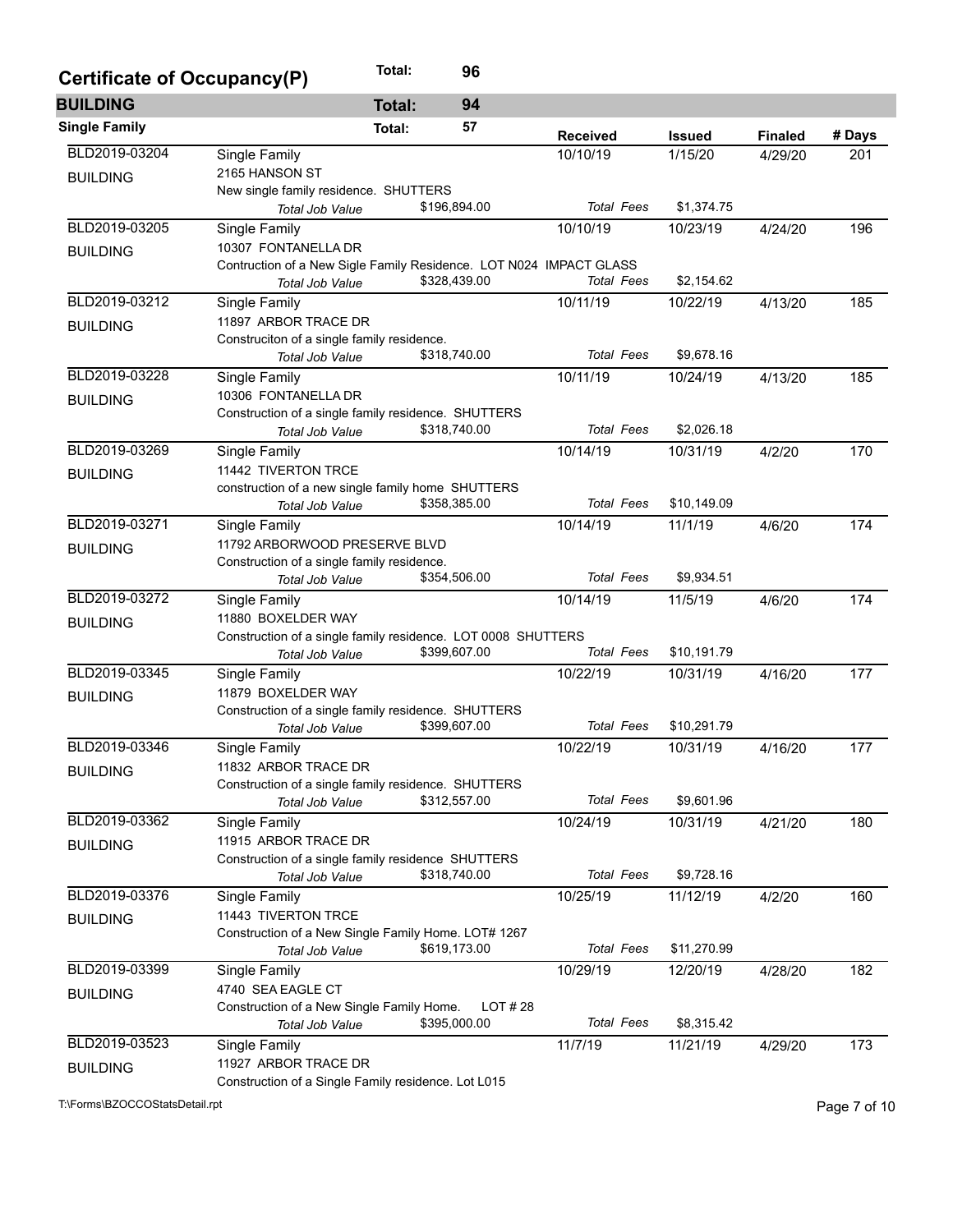# Certificate of Occupancy(P) Total: 96

## BUILDING Total: 94

### Single Family Total: 57

| Permit | Type / Address / Description | Received | Issued | Finaled | # Days |
|---|---|---|---|---|---|
| BLD2019-03204 BUILDING | Single Family<br>2165 HANSON ST<br>New single family residence. SHUTTERS<br>*Total Job Value* $196,894.00 *Total Fees* $1,374.75 | 10/10/19 | 1/15/20 | 4/29/20 | 201 |
| BLD2019-03205 BUILDING | Single Family<br>10307 FONTANELLA DR<br>Contruction of a New Sigle Family Residence. LOT N024 IMPACT GLASS<br>*Total Job Value* $328,439.00 *Total Fees* $2,154.62 | 10/10/19 | 10/23/19 | 4/24/20 | 196 |
| BLD2019-03212 BUILDING | Single Family<br>11897 ARBOR TRACE DR<br>Construciton of a single family residence.<br>*Total Job Value* $318,740.00 *Total Fees* $9,678.16 | 10/11/19 | 10/22/19 | 4/13/20 | 185 |
| BLD2019-03228 BUILDING | Single Family<br>10306 FONTANELLA DR<br>Construction of a single family residence. SHUTTERS<br>*Total Job Value* $318,740.00 *Total Fees* $2,026.18 | 10/11/19 | 10/24/19 | 4/13/20 | 185 |
| BLD2019-03269 BUILDING | Single Family<br>11442 TIVERTON TRCE<br>construction of a new single family home SHUTTERS<br>*Total Job Value* $358,385.00 *Total Fees* $10,149.09 | 10/14/19 | 10/31/19 | 4/2/20 | 170 |
| BLD2019-03271 BUILDING | Single Family<br>11792 ARBORWOOD PRESERVE BLVD<br>Construction of a single family residence.<br>*Total Job Value* $354,506.00 *Total Fees* $9,934.51 | 10/14/19 | 11/1/19 | 4/6/20 | 174 |
| BLD2019-03272 BUILDING | Single Family<br>11880 BOXELDER WAY<br>Construction of a single family residence. LOT 0008 SHUTTERS<br>*Total Job Value* $399,607.00 *Total Fees* $10,191.79 | 10/14/19 | 11/5/19 | 4/6/20 | 174 |
| BLD2019-03345 BUILDING | Single Family<br>11879 BOXELDER WAY<br>Construction of a single family residence. SHUTTERS<br>*Total Job Value* $399,607.00 *Total Fees* $10,291.79 | 10/22/19 | 10/31/19 | 4/16/20 | 177 |
| BLD2019-03346 BUILDING | Single Family<br>11832 ARBOR TRACE DR<br>Construction of a single family residence. SHUTTERS<br>*Total Job Value* $312,557.00 *Total Fees* $9,601.96 | 10/22/19 | 10/31/19 | 4/16/20 | 177 |
| BLD2019-03362 BUILDING | Single Family<br>11915 ARBOR TRACE DR<br>Construction of a single family residence SHUTTERS<br>*Total Job Value* $318,740.00 *Total Fees* $9,728.16 | 10/24/19 | 10/31/19 | 4/21/20 | 180 |
| BLD2019-03376 BUILDING | Single Family<br>11443 TIVERTON TRCE<br>Construction of a New Single Family Home. LOT# 1267<br>*Total Job Value* $619,173.00 *Total Fees* $11,270.99 | 10/25/19 | 11/12/19 | 4/2/20 | 160 |
| BLD2019-03399 BUILDING | Single Family<br>4740 SEA EAGLE CT<br>Construction of a New Single Family Home. LOT # 28<br>*Total Job Value* $395,000.00 *Total Fees* $8,315.42 | 10/29/19 | 12/20/19 | 4/28/20 | 182 |
| BLD2019-03523 BUILDING | Single Family<br>11927 ARBOR TRACE DR<br>Construction of a Single Family residence. Lot L015 | 11/7/19 | 11/21/19 | 4/29/20 | 173 |

T:\Forms\BZOCCOStatsDetail.rpt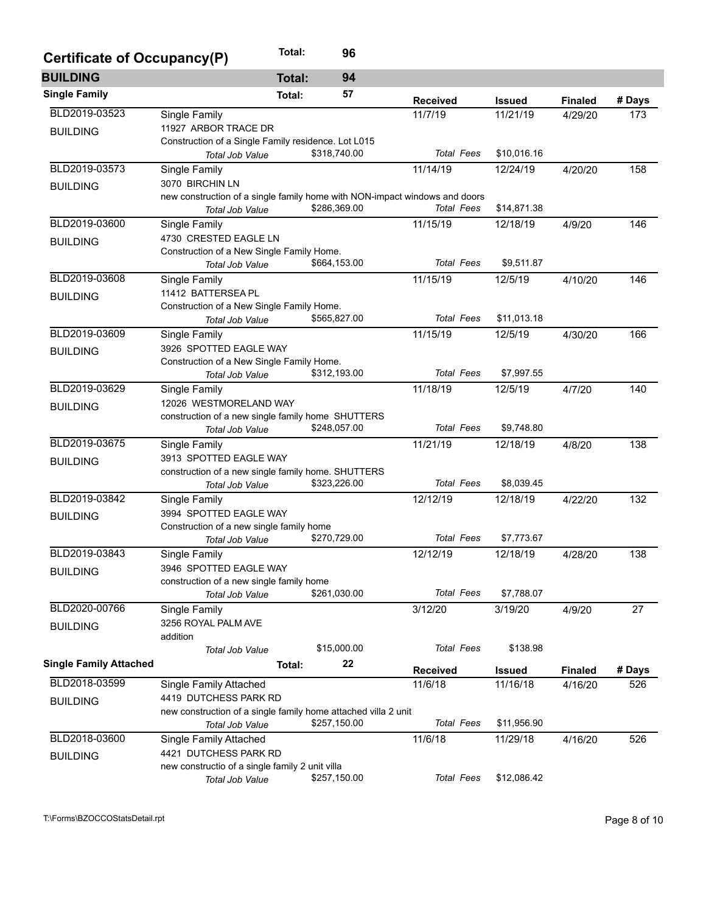## Certificate of Occupancy(P) — Total: 96

### BUILDING — Total: 94

#### Single Family — Total: 57

| Permit | Type / Address / Description | | Received | Issued | Finaled | # Days |
|---|---|---|---|---|---|---|
| BLD2019-03523 | Single Family | | 11/7/19 | 11/21/19 | 4/29/20 | 173 |
| BUILDING | 11927 ARBOR TRACE DR | | | | | |
| | Construction of a Single Family residence. Lot L015 | | | | | |
| | *Total Job Value* | $318,740.00 | *Total Fees* | $10,016.16 | | |
| BLD2019-03573 | Single Family | | 11/14/19 | 12/24/19 | 4/20/20 | 158 |
| BUILDING | 3070 BIRCHIN LN | | | | | |
| | new construction of a single family home with NON-impact windows and doors | | | | | |
| | *Total Job Value* | $286,369.00 | *Total Fees* | $14,871.38 | | |
| BLD2019-03600 | Single Family | | 11/15/19 | 12/18/19 | 4/9/20 | 146 |
| BUILDING | 4730 CRESTED EAGLE LN | | | | | |
| | Construction of a New Single Family Home. | | | | | |
| | *Total Job Value* | $664,153.00 | *Total Fees* | $9,511.87 | | |
| BLD2019-03608 | Single Family | | 11/15/19 | 12/5/19 | 4/10/20 | 146 |
| BUILDING | 11412 BATTERSEA PL | | | | | |
| | Construction of a New Single Family Home. | | | | | |
| | *Total Job Value* | $565,827.00 | *Total Fees* | $11,013.18 | | |
| BLD2019-03609 | Single Family | | 11/15/19 | 12/5/19 | 4/30/20 | 166 |
| BUILDING | 3926 SPOTTED EAGLE WAY | | | | | |
| | Construction of a New Single Family Home. | | | | | |
| | *Total Job Value* | $312,193.00 | *Total Fees* | $7,997.55 | | |
| BLD2019-03629 | Single Family | | 11/18/19 | 12/5/19 | 4/7/20 | 140 |
| BUILDING | 12026 WESTMORELAND WAY | | | | | |
| | construction of a new single family home SHUTTERS | | | | | |
| | *Total Job Value* | $248,057.00 | *Total Fees* | $9,748.80 | | |
| BLD2019-03675 | Single Family | | 11/21/19 | 12/18/19 | 4/8/20 | 138 |
| BUILDING | 3913 SPOTTED EAGLE WAY | | | | | |
| | construction of a new single family home. SHUTTERS | | | | | |
| | *Total Job Value* | $323,226.00 | *Total Fees* | $8,039.45 | | |
| BLD2019-03842 | Single Family | | 12/12/19 | 12/18/19 | 4/22/20 | 132 |
| BUILDING | 3994 SPOTTED EAGLE WAY | | | | | |
| | Construction of a new single family home | | | | | |
| | *Total Job Value* | $270,729.00 | *Total Fees* | $7,773.67 | | |
| BLD2019-03843 | Single Family | | 12/12/19 | 12/18/19 | 4/28/20 | 138 |
| BUILDING | 3946 SPOTTED EAGLE WAY | | | | | |
| | construction of a new single family home | | | | | |
| | *Total Job Value* | $261,030.00 | *Total Fees* | $7,788.07 | | |
| BLD2020-00766 | Single Family | | 3/12/20 | 3/19/20 | 4/9/20 | 27 |
| BUILDING | 3256 ROYAL PALM AVE | | | | | |
| | addition | | | | | |
| | *Total Job Value* | $15,000.00 | *Total Fees* | $138.98 | | |

#### Single Family Attached — Total: 22

| Permit | Type / Address / Description | | Received | Issued | Finaled | # Days |
|---|---|---|---|---|---|---|
| BLD2018-03599 | Single Family Attached | | 11/6/18 | 11/16/18 | 4/16/20 | 526 |
| BUILDING | 4419 DUTCHESS PARK RD | | | | | |
| | new construction of a single family home attached villa 2 unit | | | | | |
| | *Total Job Value* | $257,150.00 | *Total Fees* | $11,956.90 | | |
| BLD2018-03600 | Single Family Attached | | 11/6/18 | 11/29/18 | 4/16/20 | 526 |
| BUILDING | 4421 DUTCHESS PARK RD | | | | | |
| | new constructio of a single family 2 unit villa | | | | | |
| | *Total Job Value* | $257,150.00 | *Total Fees* | $12,086.42 | | |

T:\Forms\BZOCCOStatsDetail.rpt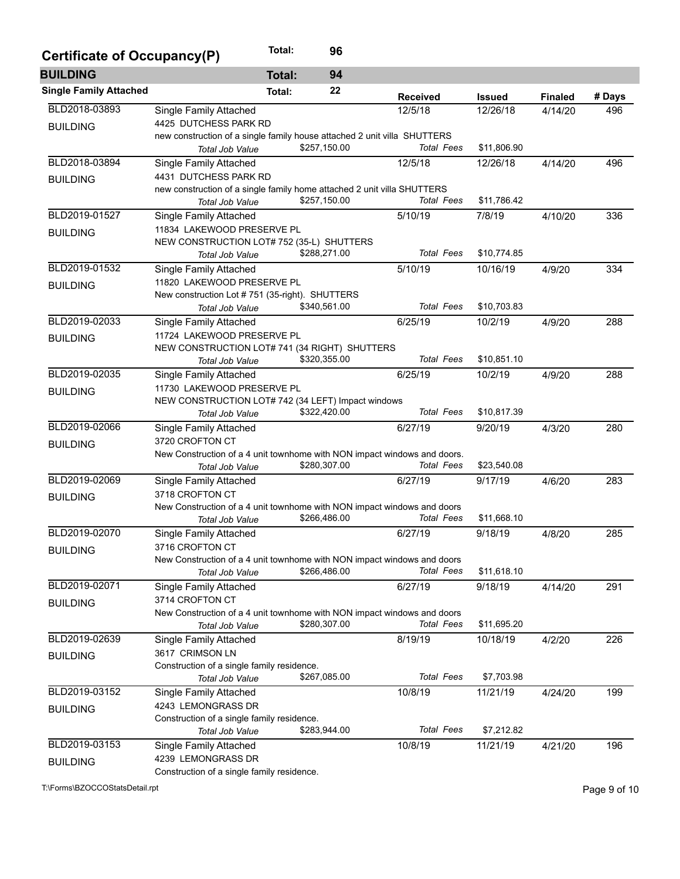## Certificate of Occupancy(P) — Total: 96

### BUILDING — Total: 94

#### Single Family Attached — Total: 22

| Permit | Description | Received | Issued | Finaled | # Days |
|---|---|---|---|---|---|
| BLD2018-03893 BUILDING | Single Family Attached<br>4425 DUTCHESS PARK RD<br>new construction of a single family house attached 2 unit villa SHUTTERS<br>*Total Job Value* $257,150.00 *Total Fees* $11,806.90 | 12/5/18 | 12/26/18 | 4/14/20 | 496 |
| BLD2018-03894 BUILDING | Single Family Attached<br>4431 DUTCHESS PARK RD<br>new construction of a single family home attached 2 unit villa SHUTTERS<br>*Total Job Value* $257,150.00 *Total Fees* $11,786.42 | 12/5/18 | 12/26/18 | 4/14/20 | 496 |
| BLD2019-01527 BUILDING | Single Family Attached<br>11834 LAKEWOOD PRESERVE PL<br>NEW CONSTRUCTION LOT# 752 (35-L) SHUTTERS<br>*Total Job Value* $288,271.00 *Total Fees* $10,774.85 | 5/10/19 | 7/8/19 | 4/10/20 | 336 |
| BLD2019-01532 BUILDING | Single Family Attached<br>11820 LAKEWOOD PRESERVE PL<br>New construction Lot # 751 (35-right). SHUTTERS<br>*Total Job Value* $340,561.00 *Total Fees* $10,703.83 | 5/10/19 | 10/16/19 | 4/9/20 | 334 |
| BLD2019-02033 BUILDING | Single Family Attached<br>11724 LAKEWOOD PRESERVE PL<br>NEW CONSTRUCTION LOT# 741 (34 RIGHT) SHUTTERS<br>*Total Job Value* $320,355.00 *Total Fees* $10,851.10 | 6/25/19 | 10/2/19 | 4/9/20 | 288 |
| BLD2019-02035 BUILDING | Single Family Attached<br>11730 LAKEWOOD PRESERVE PL<br>NEW CONSTRUCTION LOT# 742 (34 LEFT) Impact windows<br>*Total Job Value* $322,420.00 *Total Fees* $10,817.39 | 6/25/19 | 10/2/19 | 4/9/20 | 288 |
| BLD2019-02066 BUILDING | Single Family Attached<br>3720 CROFTON CT<br>New Construction of a 4 unit townhome with NON impact windows and doors.<br>*Total Job Value* $280,307.00 *Total Fees* $23,540.08 | 6/27/19 | 9/20/19 | 4/3/20 | 280 |
| BLD2019-02069 BUILDING | Single Family Attached<br>3718 CROFTON CT<br>New Construction of a 4 unit townhome with NON impact windows and doors<br>*Total Job Value* $266,486.00 *Total Fees* $11,668.10 | 6/27/19 | 9/17/19 | 4/6/20 | 283 |
| BLD2019-02070 BUILDING | Single Family Attached<br>3716 CROFTON CT<br>New Construction of a 4 unit townhome with NON impact windows and doors<br>*Total Job Value* $266,486.00 *Total Fees* $11,618.10 | 6/27/19 | 9/18/19 | 4/8/20 | 285 |
| BLD2019-02071 BUILDING | Single Family Attached<br>3714 CROFTON CT<br>New Construction of a 4 unit townhome with NON impact windows and doors<br>*Total Job Value* $280,307.00 *Total Fees* $11,695.20 | 6/27/19 | 9/18/19 | 4/14/20 | 291 |
| BLD2019-02639 BUILDING | Single Family Attached<br>3617 CRIMSON LN<br>Construction of a single family residence.<br>*Total Job Value* $267,085.00 *Total Fees* $7,703.98 | 8/19/19 | 10/18/19 | 4/2/20 | 226 |
| BLD2019-03152 BUILDING | Single Family Attached<br>4243 LEMONGRASS DR<br>Construction of a single family residence.<br>*Total Job Value* $283,944.00 *Total Fees* $7,212.82 | 10/8/19 | 11/21/19 | 4/24/20 | 199 |
| BLD2019-03153 BUILDING | Single Family Attached<br>4239 LEMONGRASS DR<br>Construction of a single family residence. | 10/8/19 | 11/21/19 | 4/21/20 | 196 |

T:\Forms\BZOCCOStatsDetail.rpt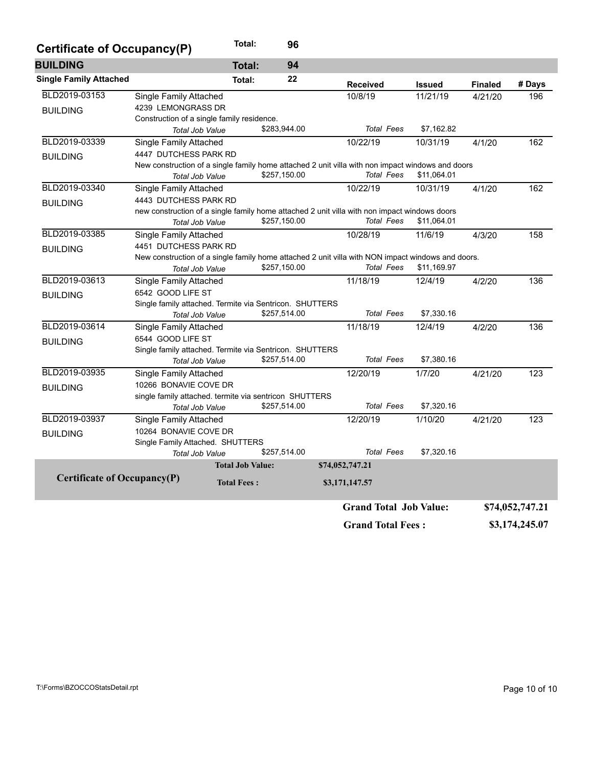## Certificate of Occupancy(P) Total: 96

### BUILDING Total: 94

**Single Family Attached** Total: 22

| Permit | Description | Received | Issued | Finaled | # Days |
|---|---|---|---|---|---|
| BLD2019-03153 BUILDING | Single Family Attached<br>4239 LEMONGRASS DR<br>Construction of a single family residence.<br>*Total Job Value* $283,944.00 *Total Fees* $7,162.82 | 10/8/19 | 11/21/19 | 4/21/20 | 196 |
| BLD2019-03339 BUILDING | Single Family Attached<br>4447 DUTCHESS PARK RD<br>New construction of a single family home attached 2 unit villa with non impact windows and doors<br>*Total Job Value* $257,150.00 *Total Fees* $11,064.01 | 10/22/19 | 10/31/19 | 4/1/20 | 162 |
| BLD2019-03340 BUILDING | Single Family Attached<br>4443 DUTCHESS PARK RD<br>new construction of a single family home attached 2 unit villa with non impact windows doors<br>*Total Job Value* $257,150.00 *Total Fees* $11,064.01 | 10/22/19 | 10/31/19 | 4/1/20 | 162 |
| BLD2019-03385 BUILDING | Single Family Attached<br>4451 DUTCHESS PARK RD<br>New construction of a single family home attached 2 unit villa with NON impact windows and doors.<br>*Total Job Value* $257,150.00 *Total Fees* $11,169.97 | 10/28/19 | 11/6/19 | 4/3/20 | 158 |
| BLD2019-03613 BUILDING | Single Family Attached<br>6542 GOOD LIFE ST<br>Single family attached. Termite via Sentricon. SHUTTERS<br>*Total Job Value* $257,514.00 *Total Fees* $7,330.16 | 11/18/19 | 12/4/19 | 4/2/20 | 136 |
| BLD2019-03614 BUILDING | Single Family Attached<br>6544 GOOD LIFE ST<br>Single family attached. Termite via Sentricon. SHUTTERS<br>*Total Job Value* $257,514.00 *Total Fees* $7,380.16 | 11/18/19 | 12/4/19 | 4/2/20 | 136 |
| BLD2019-03935 BUILDING | Single Family Attached<br>10266 BONAVIE COVE DR<br>single family attached. termite via sentricon SHUTTERS<br>*Total Job Value* $257,514.00 *Total Fees* $7,320.16 | 12/20/19 | 1/7/20 | 4/21/20 | 123 |
| BLD2019-03937 BUILDING | Single Family Attached<br>10264 BONAVIE COVE DR<br>Single Family Attached. SHUTTERS<br>*Total Job Value* $257,514.00 *Total Fees* $7,320.16 | 12/20/19 | 1/10/20 | 4/21/20 | 123 |

**Certificate of Occupancy(P)**

**Total Job Value:** $74,052,747.21

**Total Fees :** $3,171,147.57

**Grand Total Job Value:** $74,052,747.21

**Grand Total Fees :** $3,174,245.07

T:\Forms\BZOCCOStatsDetail.rpt